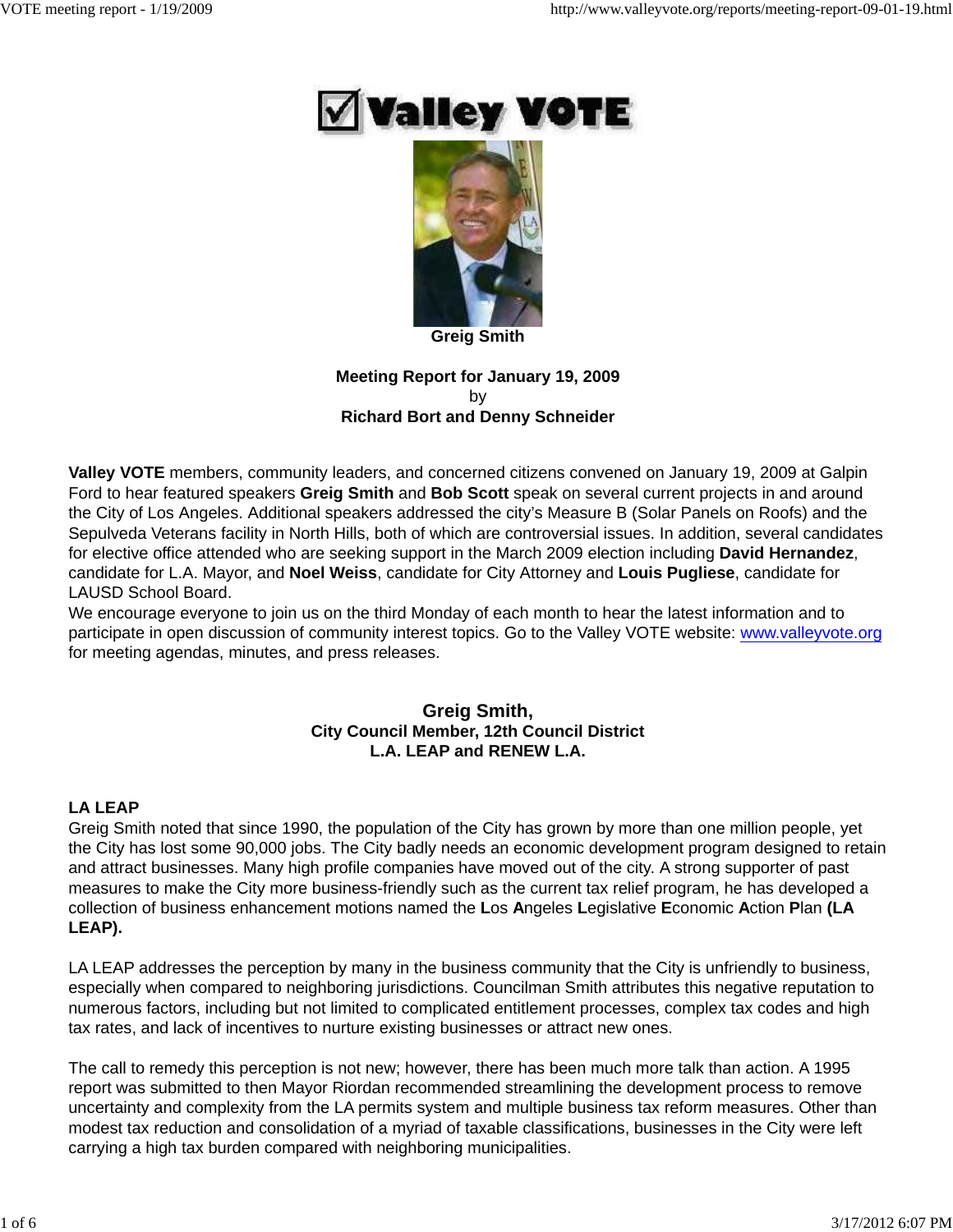# Valley VOTE

**Greig Smith**

**Meeting Report for January 19, 2009**
by
**Richard Bort and Denny Schneider**

**Valley VOTE** members, community leaders, and concerned citizens convened on January 19, 2009 at Galpin Ford to hear featured speakers **Greig Smith** and **Bob Scott** speak on several current projects in and around the City of Los Angeles. Additional speakers addressed the city's Measure B (Solar Panels on Roofs) and the Sepulveda Veterans facility in North Hills, both of which are controversial issues. In addition, several candidates for elective office attended who are seeking support in the March 2009 election including **David Hernandez**, candidate for L.A. Mayor, and **Noel Weiss**, candidate for City Attorney and **Louis Pugliese**, candidate for LAUSD School Board.
We encourage everyone to join us on the third Monday of each month to hear the latest information and to participate in open discussion of community interest topics. Go to the Valley VOTE website: www.valleyvote.org for meeting agendas, minutes, and press releases.

## Greig Smith,
### City Council Member, 12th Council District
### L.A. LEAP and RENEW L.A.

**LA LEAP**
Greig Smith noted that since 1990, the population of the City has grown by more than one million people, yet the City has lost some 90,000 jobs. The City badly needs an economic development program designed to retain and attract businesses. Many high profile companies have moved out of the city. A strong supporter of past measures to make the City more business-friendly such as the current tax relief program, he has developed a collection of business enhancement motions named the **L**os **A**ngeles **L**egislative **E**conomic **A**ction **P**lan **(LA LEAP).**

LA LEAP addresses the perception by many in the business community that the City is unfriendly to business, especially when compared to neighboring jurisdictions. Councilman Smith attributes this negative reputation to numerous factors, including but not limited to complicated entitlement processes, complex tax codes and high tax rates, and lack of incentives to nurture existing businesses or attract new ones.

The call to remedy this perception is not new; however, there has been much more talk than action. A 1995 report was submitted to then Mayor Riordan recommended streamlining the development process to remove uncertainty and complexity from the LA permits system and multiple business tax reform measures. Other than modest tax reduction and consolidation of a myriad of taxable classifications, businesses in the City were left carrying a high tax burden compared with neighboring municipalities.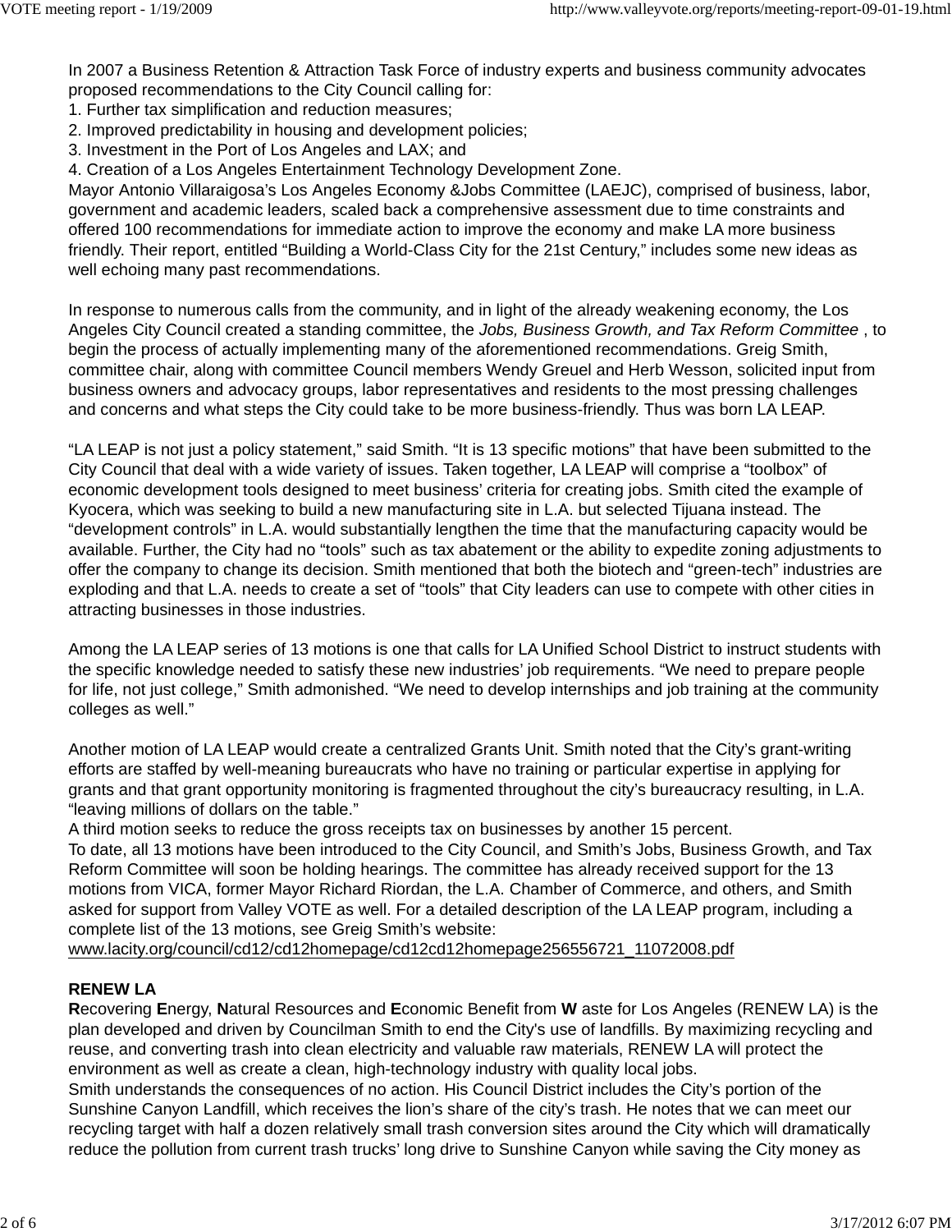In 2007 a Business Retention & Attraction Task Force of industry experts and business community advocates proposed recommendations to the City Council calling for:

1. Further tax simplification and reduction measures;
2. Improved predictability in housing and development policies;
3. Investment in the Port of Los Angeles and LAX; and
4. Creation of a Los Angeles Entertainment Technology Development Zone.

Mayor Antonio Villaraigosa's Los Angeles Economy &Jobs Committee (LAEJC), comprised of business, labor, government and academic leaders, scaled back a comprehensive assessment due to time constraints and offered 100 recommendations for immediate action to improve the economy and make LA more business friendly. Their report, entitled "Building a World-Class City for the 21st Century," includes some new ideas as well echoing many past recommendations.

In response to numerous calls from the community, and in light of the already weakening economy, the Los Angeles City Council created a standing committee, the *Jobs, Business Growth, and Tax Reform Committee* , to begin the process of actually implementing many of the aforementioned recommendations. Greig Smith, committee chair, along with committee Council members Wendy Greuel and Herb Wesson, solicited input from business owners and advocacy groups, labor representatives and residents to the most pressing challenges and concerns and what steps the City could take to be more business-friendly. Thus was born LA LEAP.

"LA LEAP is not just a policy statement," said Smith. "It is 13 specific motions" that have been submitted to the City Council that deal with a wide variety of issues. Taken together, LA LEAP will comprise a "toolbox" of economic development tools designed to meet business' criteria for creating jobs. Smith cited the example of Kyocera, which was seeking to build a new manufacturing site in L.A. but selected Tijuana instead. The "development controls" in L.A. would substantially lengthen the time that the manufacturing capacity would be available. Further, the City had no "tools" such as tax abatement or the ability to expedite zoning adjustments to offer the company to change its decision. Smith mentioned that both the biotech and "green-tech" industries are exploding and that L.A. needs to create a set of "tools" that City leaders can use to compete with other cities in attracting businesses in those industries.

Among the LA LEAP series of 13 motions is one that calls for LA Unified School District to instruct students with the specific knowledge needed to satisfy these new industries' job requirements. "We need to prepare people for life, not just college," Smith admonished. "We need to develop internships and job training at the community colleges as well."

Another motion of LA LEAP would create a centralized Grants Unit. Smith noted that the City's grant-writing efforts are staffed by well-meaning bureaucrats who have no training or particular expertise in applying for grants and that grant opportunity monitoring is fragmented throughout the city's bureaucracy resulting, in L.A. "leaving millions of dollars on the table."

A third motion seeks to reduce the gross receipts tax on businesses by another 15 percent.

To date, all 13 motions have been introduced to the City Council, and Smith's Jobs, Business Growth, and Tax Reform Committee will soon be holding hearings. The committee has already received support for the 13 motions from VICA, former Mayor Richard Riordan, the L.A. Chamber of Commerce, and others, and Smith asked for support from Valley VOTE as well. For a detailed description of the LA LEAP program, including a complete list of the 13 motions, see Greig Smith's website:
www.lacity.org/council/cd12/cd12homepage/cd12cd12homepage256556721_11072008.pdf

**RENEW LA**

**R**ecovering **E**nergy, **N**atural Resources and **E**conomic Benefit from **W** aste for Los Angeles (RENEW LA) is the plan developed and driven by Councilman Smith to end the City's use of landfills. By maximizing recycling and reuse, and converting trash into clean electricity and valuable raw materials, RENEW LA will protect the environment as well as create a clean, high-technology industry with quality local jobs.

Smith understands the consequences of no action. His Council District includes the City's portion of the Sunshine Canyon Landfill, which receives the lion's share of the city's trash. He notes that we can meet our recycling target with half a dozen relatively small trash conversion sites around the City which will dramatically reduce the pollution from current trash trucks' long drive to Sunshine Canyon while saving the City money as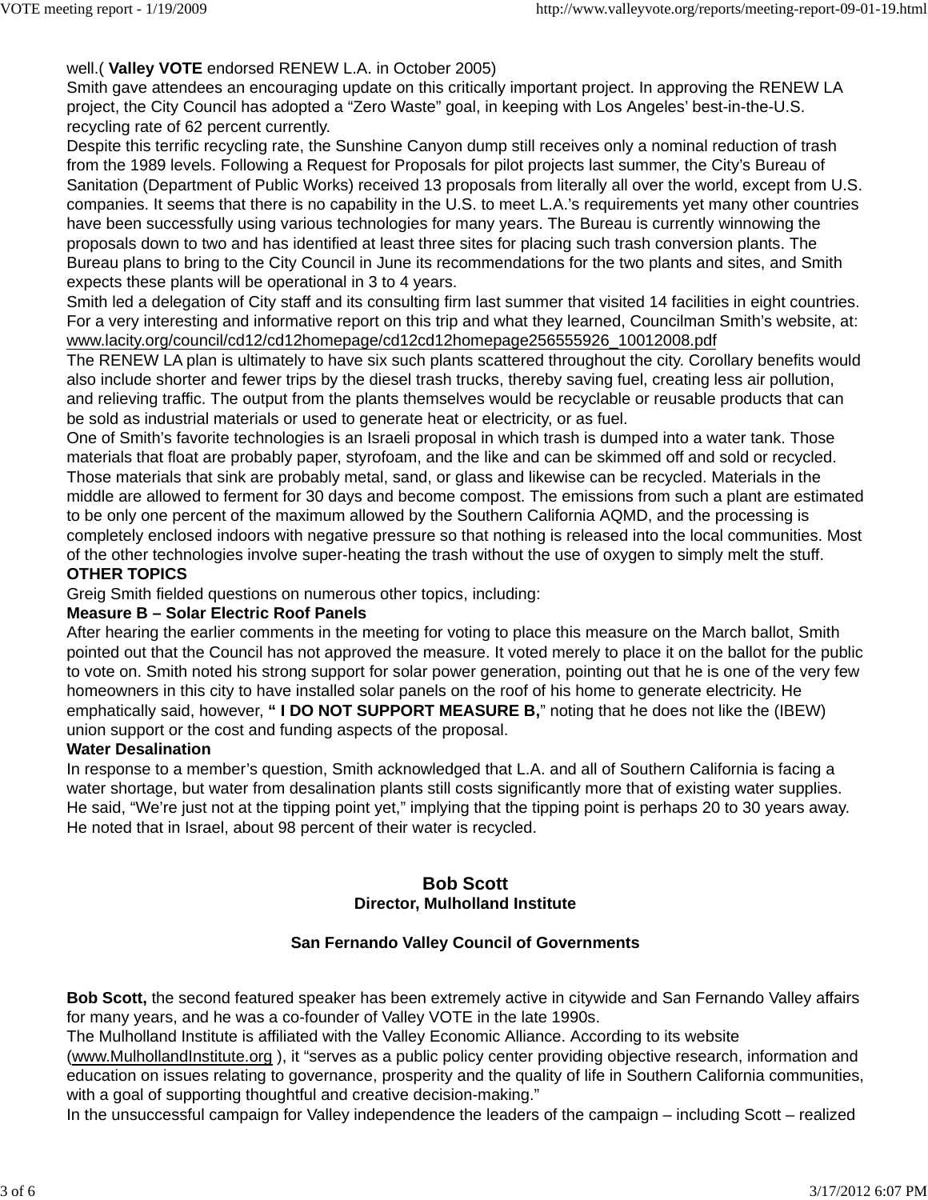well.( **Valley VOTE** endorsed RENEW L.A. in October 2005)

Smith gave attendees an encouraging update on this critically important project. In approving the RENEW LA project, the City Council has adopted a "Zero Waste" goal, in keeping with Los Angeles' best-in-the-U.S. recycling rate of 62 percent currently.

Despite this terrific recycling rate, the Sunshine Canyon dump still receives only a nominal reduction of trash from the 1989 levels. Following a Request for Proposals for pilot projects last summer, the City's Bureau of Sanitation (Department of Public Works) received 13 proposals from literally all over the world, except from U.S. companies. It seems that there is no capability in the U.S. to meet L.A.'s requirements yet many other countries have been successfully using various technologies for many years. The Bureau is currently winnowing the proposals down to two and has identified at least three sites for placing such trash conversion plants. The Bureau plans to bring to the City Council in June its recommendations for the two plants and sites, and Smith expects these plants will be operational in 3 to 4 years.

Smith led a delegation of City staff and its consulting firm last summer that visited 14 facilities in eight countries. For a very interesting and informative report on this trip and what they learned, Councilman Smith's website, at: www.lacity.org/council/cd12/cd12homepage/cd12cd12homepage256555926_10012008.pdf

The RENEW LA plan is ultimately to have six such plants scattered throughout the city. Corollary benefits would also include shorter and fewer trips by the diesel trash trucks, thereby saving fuel, creating less air pollution, and relieving traffic. The output from the plants themselves would be recyclable or reusable products that can be sold as industrial materials or used to generate heat or electricity, or as fuel.

One of Smith's favorite technologies is an Israeli proposal in which trash is dumped into a water tank. Those materials that float are probably paper, styrofoam, and the like and can be skimmed off and sold or recycled. Those materials that sink are probably metal, sand, or glass and likewise can be recycled. Materials in the middle are allowed to ferment for 30 days and become compost. The emissions from such a plant are estimated to be only one percent of the maximum allowed by the Southern California AQMD, and the processing is completely enclosed indoors with negative pressure so that nothing is released into the local communities. Most of the other technologies involve super-heating the trash without the use of oxygen to simply melt the stuff.

**OTHER TOPICS**

Greig Smith fielded questions on numerous other topics, including:

**Measure B – Solar Electric Roof Panels**

After hearing the earlier comments in the meeting for voting to place this measure on the March ballot, Smith pointed out that the Council has not approved the measure. It voted merely to place it on the ballot for the public to vote on. Smith noted his strong support for solar power generation, pointing out that he is one of the very few homeowners in this city to have installed solar panels on the roof of his home to generate electricity. He emphatically said, however, **" I DO NOT SUPPORT MEASURE B,**" noting that he does not like the (IBEW) union support or the cost and funding aspects of the proposal.

**Water Desalination**

In response to a member's question, Smith acknowledged that L.A. and all of Southern California is facing a water shortage, but water from desalination plants still costs significantly more that of existing water supplies. He said, "We're just not at the tipping point yet," implying that the tipping point is perhaps 20 to 30 years away. He noted that in Israel, about 98 percent of their water is recycled.

## Bob Scott
### Director, Mulholland Institute

### San Fernando Valley Council of Governments

**Bob Scott,** the second featured speaker has been extremely active in citywide and San Fernando Valley affairs for many years, and he was a co-founder of Valley VOTE in the late 1990s.

The Mulholland Institute is affiliated with the Valley Economic Alliance. According to its website (www.MulhollandInstitute.org ), it "serves as a public policy center providing objective research, information and education on issues relating to governance, prosperity and the quality of life in Southern California communities, with a goal of supporting thoughtful and creative decision-making."

In the unsuccessful campaign for Valley independence the leaders of the campaign – including Scott – realized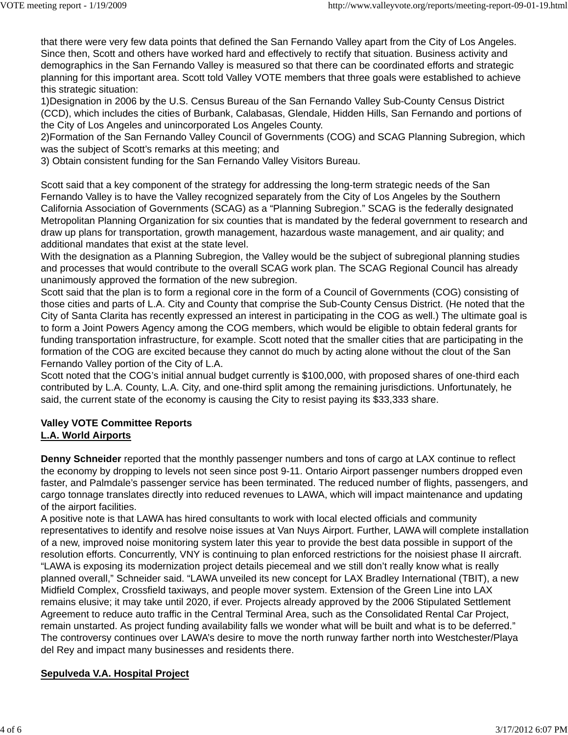that there were very few data points that defined the San Fernando Valley apart from the City of Los Angeles. Since then, Scott and others have worked hard and effectively to rectify that situation. Business activity and demographics in the San Fernando Valley is measured so that there can be coordinated efforts and strategic planning for this important area. Scott told Valley VOTE members that three goals were established to achieve this strategic situation:

1)Designation in 2006 by the U.S. Census Bureau of the San Fernando Valley Sub-County Census District (CCD), which includes the cities of Burbank, Calabasas, Glendale, Hidden Hills, San Fernando and portions of the City of Los Angeles and unincorporated Los Angeles County.

2)Formation of the San Fernando Valley Council of Governments (COG) and SCAG Planning Subregion, which was the subject of Scott's remarks at this meeting; and

3) Obtain consistent funding for the San Fernando Valley Visitors Bureau.

Scott said that a key component of the strategy for addressing the long-term strategic needs of the San Fernando Valley is to have the Valley recognized separately from the City of Los Angeles by the Southern California Association of Governments (SCAG) as a "Planning Subregion." SCAG is the federally designated Metropolitan Planning Organization for six counties that is mandated by the federal government to research and draw up plans for transportation, growth management, hazardous waste management, and air quality; and additional mandates that exist at the state level.

With the designation as a Planning Subregion, the Valley would be the subject of subregional planning studies and processes that would contribute to the overall SCAG work plan. The SCAG Regional Council has already unanimously approved the formation of the new subregion.

Scott said that the plan is to form a regional core in the form of a Council of Governments (COG) consisting of those cities and parts of L.A. City and County that comprise the Sub-County Census District. (He noted that the City of Santa Clarita has recently expressed an interest in participating in the COG as well.) The ultimate goal is to form a Joint Powers Agency among the COG members, which would be eligible to obtain federal grants for funding transportation infrastructure, for example. Scott noted that the smaller cities that are participating in the formation of the COG are excited because they cannot do much by acting alone without the clout of the San Fernando Valley portion of the City of L.A.

Scott noted that the COG's initial annual budget currently is $100,000, with proposed shares of one-third each contributed by L.A. County, L.A. City, and one-third split among the remaining jurisdictions. Unfortunately, he said, the current state of the economy is causing the City to resist paying its $33,333 share.

**Valley VOTE Committee Reports**

**L.A. World Airports**

**Denny Schneider** reported that the monthly passenger numbers and tons of cargo at LAX continue to reflect the economy by dropping to levels not seen since post 9-11. Ontario Airport passenger numbers dropped even faster, and Palmdale's passenger service has been terminated. The reduced number of flights, passengers, and cargo tonnage translates directly into reduced revenues to LAWA, which will impact maintenance and updating of the airport facilities.

A positive note is that LAWA has hired consultants to work with local elected officials and community representatives to identify and resolve noise issues at Van Nuys Airport. Further, LAWA will complete installation of a new, improved noise monitoring system later this year to provide the best data possible in support of the resolution efforts. Concurrently, VNY is continuing to plan enforced restrictions for the noisiest phase II aircraft.

"LAWA is exposing its modernization project details piecemeal and we still don't really know what is really planned overall," Schneider said. "LAWA unveiled its new concept for LAX Bradley International (TBIT), a new Midfield Complex, Crossfield taxiways, and people mover system. Extension of the Green Line into LAX remains elusive; it may take until 2020, if ever. Projects already approved by the 2006 Stipulated Settlement Agreement to reduce auto traffic in the Central Terminal Area, such as the Consolidated Rental Car Project, remain unstarted. As project funding availability falls we wonder what will be built and what is to be deferred."

The controversy continues over LAWA's desire to move the north runway farther north into Westchester/Playa del Rey and impact many businesses and residents there.

**Sepulveda V.A. Hospital Project**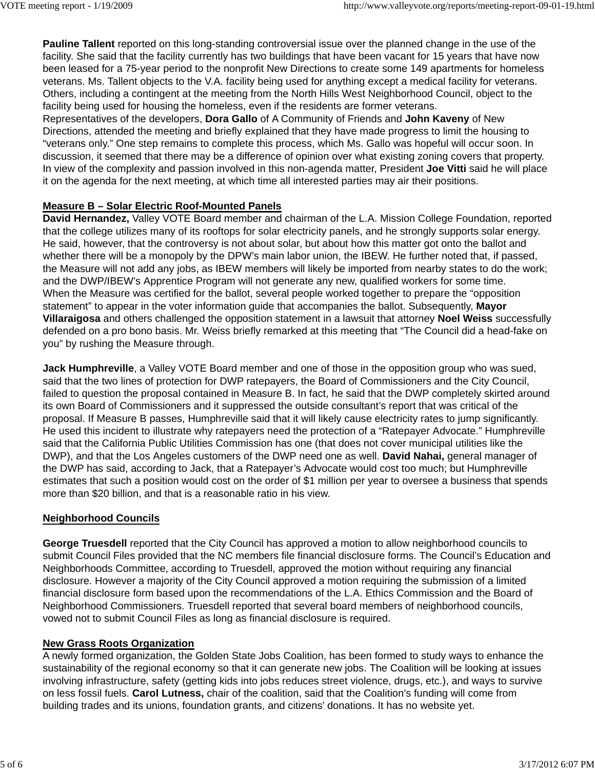**Pauline Tallent** reported on this long-standing controversial issue over the planned change in the use of the facility. She said that the facility currently has two buildings that have been vacant for 15 years that have now been leased for a 75-year period to the nonprofit New Directions to create some 149 apartments for homeless veterans. Ms. Tallent objects to the V.A. facility being used for anything except a medical facility for veterans. Others, including a contingent at the meeting from the North Hills West Neighborhood Council, object to the facility being used for housing the homeless, even if the residents are former veterans.
Representatives of the developers, **Dora Gallo** of A Community of Friends and **John Kaveny** of New Directions, attended the meeting and briefly explained that they have made progress to limit the housing to “veterans only.” One step remains to complete this process, which Ms. Gallo was hopeful will occur soon. In discussion, it seemed that there may be a difference of opinion over what existing zoning covers that property. In view of the complexity and passion involved in this non-agenda matter, President **Joe Vitti** said he will place it on the agenda for the next meeting, at which time all interested parties may air their positions.

**Measure B – Solar Electric Roof-Mounted Panels**

**David Hernandez,** Valley VOTE Board member and chairman of the L.A. Mission College Foundation, reported that the college utilizes many of its rooftops for solar electricity panels, and he strongly supports solar energy. He said, however, that the controversy is not about solar, but about how this matter got onto the ballot and whether there will be a monopoly by the DPW’s main labor union, the IBEW. He further noted that, if passed, the Measure will not add any jobs, as IBEW members will likely be imported from nearby states to do the work; and the DWP/IBEW’s Apprentice Program will not generate any new, qualified workers for some time.
When the Measure was certified for the ballot, several people worked together to prepare the “opposition statement” to appear in the voter information guide that accompanies the ballot. Subsequently, **Mayor Villaraigosa** and others challenged the opposition statement in a lawsuit that attorney **Noel Weiss** successfully defended on a pro bono basis. Mr. Weiss briefly remarked at this meeting that “The Council did a head-fake on you” by rushing the Measure through.

**Jack Humphreville**, a Valley VOTE Board member and one of those in the opposition group who was sued, said that the two lines of protection for DWP ratepayers, the Board of Commissioners and the City Council, failed to question the proposal contained in Measure B. In fact, he said that the DWP completely skirted around its own Board of Commissioners and it suppressed the outside consultant’s report that was critical of the proposal. If Measure B passes, Humphreville said that it will likely cause electricity rates to jump significantly. He used this incident to illustrate why ratepayers need the protection of a “Ratepayer Advocate.” Humphreville said that the California Public Utilities Commission has one (that does not cover municipal utilities like the DWP), and that the Los Angeles customers of the DWP need one as well. **David Nahai,** general manager of the DWP has said, according to Jack, that a Ratepayer’s Advocate would cost too much; but Humphreville estimates that such a position would cost on the order of $1 million per year to oversee a business that spends more than $20 billion, and that is a reasonable ratio in his view.

**Neighborhood Councils**

**George Truesdell** reported that the City Council has approved a motion to allow neighborhood councils to submit Council Files provided that the NC members file financial disclosure forms. The Council’s Education and Neighborhoods Committee, according to Truesdell, approved the motion without requiring any financial disclosure. However a majority of the City Council approved a motion requiring the submission of a limited financial disclosure form based upon the recommendations of the L.A. Ethics Commission and the Board of Neighborhood Commissioners. Truesdell reported that several board members of neighborhood councils, vowed not to submit Council Files as long as financial disclosure is required.

**New Grass Roots Organization**

A newly formed organization, the Golden State Jobs Coalition, has been formed to study ways to enhance the sustainability of the regional economy so that it can generate new jobs. The Coalition will be looking at issues involving infrastructure, safety (getting kids into jobs reduces street violence, drugs, etc.), and ways to survive on less fossil fuels. **Carol Lutness,** chair of the coalition, said that the Coalition’s funding will come from building trades and its unions, foundation grants, and citizens’ donations. It has no website yet.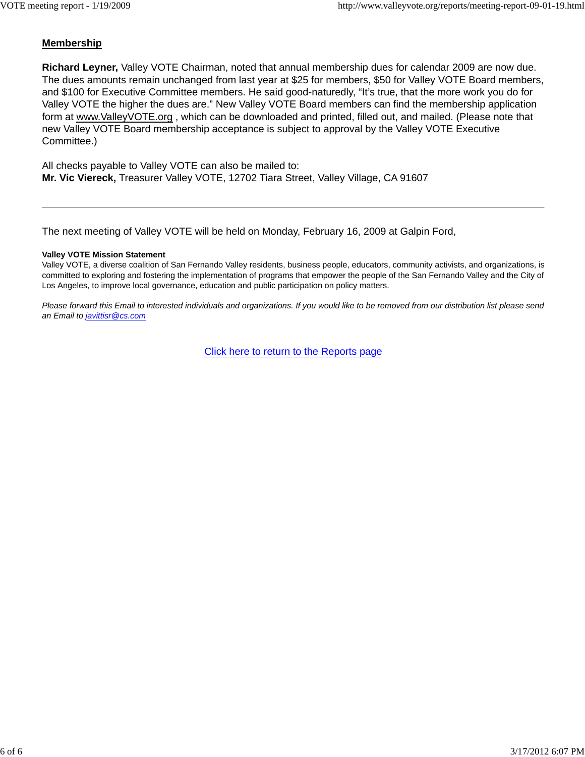## Membership

**Richard Leyner,** Valley VOTE Chairman, noted that annual membership dues for calendar 2009 are now due. The dues amounts remain unchanged from last year at $25 for members, $50 for Valley VOTE Board members, and $100 for Executive Committee members. He said good-naturedly, “It’s true, that the more work you do for Valley VOTE the higher the dues are.” New Valley VOTE Board members can find the membership application form at www.ValleyVOTE.org , which can be downloaded and printed, filled out, and mailed. (Please note that new Valley VOTE Board membership acceptance is subject to approval by the Valley VOTE Executive Committee.)

All checks payable to Valley VOTE can also be mailed to:
**Mr. Vic Viereck,** Treasurer Valley VOTE, 12702 Tiara Street, Valley Village, CA 91607

---

The next meeting of Valley VOTE will be held on Monday, February 16, 2009 at Galpin Ford,

**Valley VOTE Mission Statement**
Valley VOTE, a diverse coalition of San Fernando Valley residents, business people, educators, community activists, and organizations, is committed to exploring and fostering the implementation of programs that empower the people of the San Fernando Valley and the City of Los Angeles, to improve local governance, education and public participation on policy matters.

*Please forward this Email to interested individuals and organizations. If you would like to be removed from our distribution list please send an Email to javittisr@cs.com*

Click here to return to the Reports page